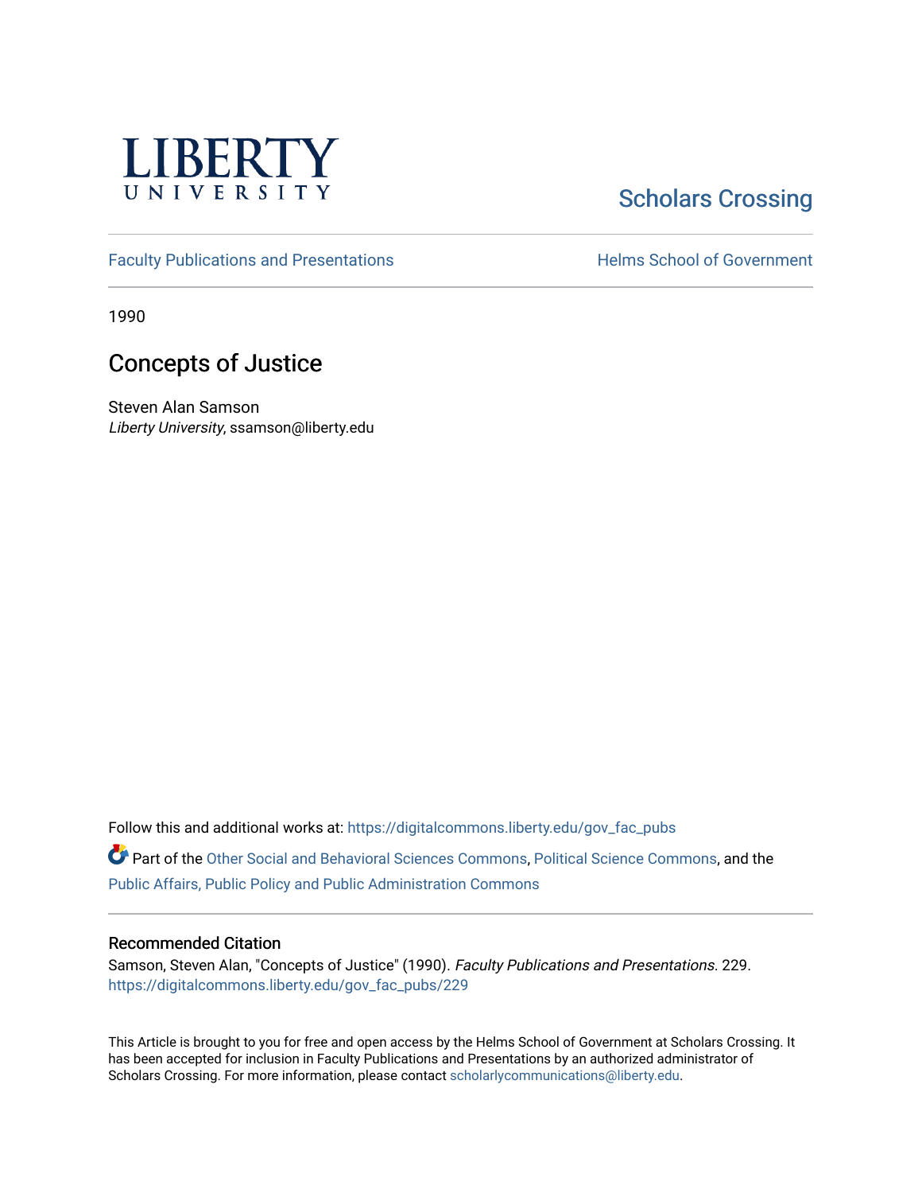LIBERTY
UNIVERSITY

Scholars Crossing

Faculty Publications and Presentations

Helms School of Government

1990

# Concepts of Justice

Steven Alan Samson
*Liberty University*, ssamson@liberty.edu

Follow this and additional works at: https://digitalcommons.liberty.edu/gov_fac_pubs

Part of the Other Social and Behavioral Sciences Commons, Political Science Commons, and the Public Affairs, Public Policy and Public Administration Commons

## Recommended Citation

Samson, Steven Alan, "Concepts of Justice" (1990). *Faculty Publications and Presentations*. 229.
https://digitalcommons.liberty.edu/gov_fac_pubs/229

This Article is brought to you for free and open access by the Helms School of Government at Scholars Crossing. It has been accepted for inclusion in Faculty Publications and Presentations by an authorized administrator of Scholars Crossing. For more information, please contact scholarlycommunications@liberty.edu.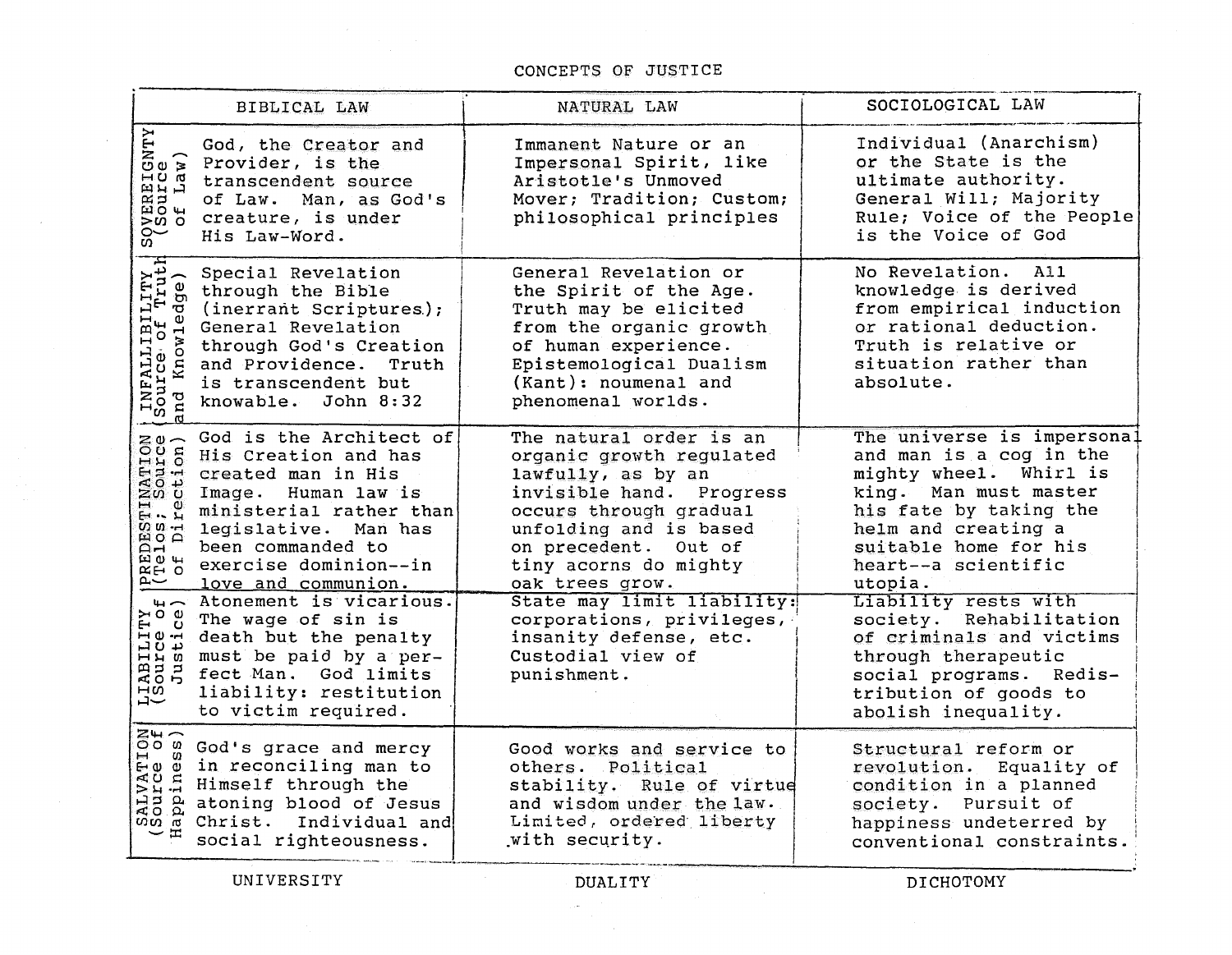# CONCEPTS OF JUSTICE

| | BIBLICAL LAW | NATURAL LAW | SOCIOLOGICAL LAW |
|---|---|---|---|
| SOVEREIGNTY (Source of Law) | God, the Creator and Provider, is the transcendent source of Law. Man, as God's creature, is under His Law-Word. | Immanent Nature or an Impersonal Spirit, like Aristotle's Unmoved Mover; Tradition; Custom; philosophical principles | Individual (Anarchism) or the State is the ultimate authority. General Will; Majority Rule; Voice of the People is the Voice of God |
| INFALLIBILITY (Source of Truth and Knowledge) | Special Revelation through the Bible (inerrant Scriptures); General Revelation through God's Creation and Providence. Truth is transcendent but knowable. John 8:32 | General Revelation or the Spirit of the Age. Truth may be elicited from the organic growth of human experience. Epistemological Dualism (Kant): noumenal and phenomenal worlds. | No Revelation. All knowledge is derived from empirical induction or rational deduction. Truth is relative or situation rather than absolute. |
| PREDESTINATION (Telos; Source of Direction) | God is the Architect of His Creation and has created man in His Image. Human law is ministerial rather than legislative. Man has been commanded to exercise dominion--in love and communion. | The natural order is an organic growth regulated lawfully, as by an invisible hand. Progress occurs through gradual unfolding and is based on precedent. Out of tiny acorns do mighty oak trees grow. | The universe is impersonal and man is a cog in the mighty wheel. Whirl is king. Man must master his fate by taking the helm and creating a suitable home for his heart--a scientific utopia. |
| LIABILITY (Source of Justice) | Atonement is vicarious. The wage of sin is death but the penalty must be paid by a perfect Man. God limits liability: restitution to victim required. | State may limit liability: corporations, privileges, insanity defense, etc. Custodial view of punishment. | Liability rests with society. Rehabilitation of criminals and victims through therapeutic social programs. Redistribution of goods to abolish inequality. |
| SALVATION (Source of Happiness) | God's grace and mercy in reconciling man to Himself through the atoning blood of Jesus Christ. Individual and social righteousness. | Good works and service to others. Political stability. Rule of virtue and wisdom under the law. Limited, ordered liberty with security. | Structural reform or revolution. Equality of condition in a planned society. Pursuit of happiness undeterred by conventional constraints. |
| | UNIVERSITY | DUALITY | DICHOTOMY |